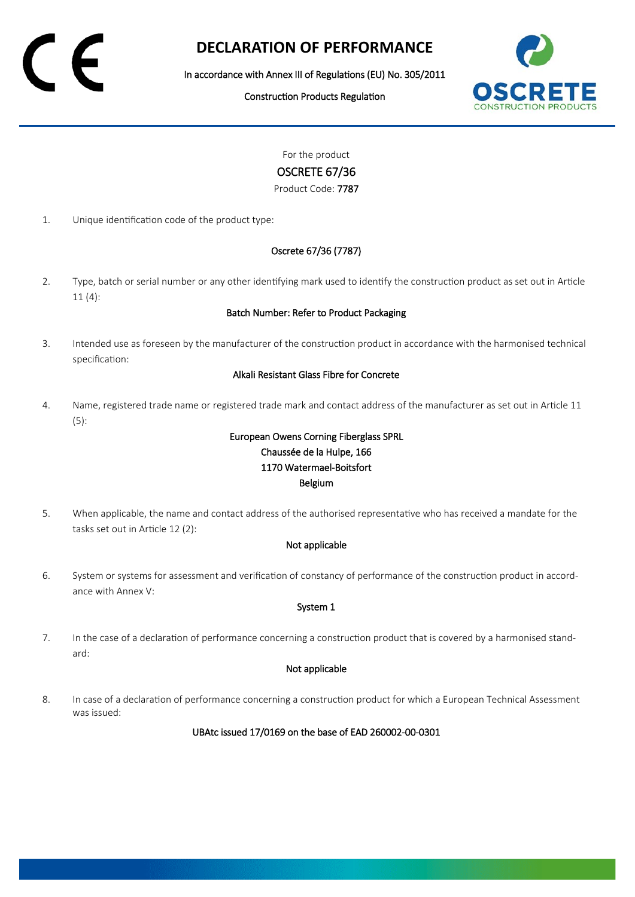# DECLARATION OF PERFORMANCE

In accordance with Annex III of Regulations (EU) No. 305/2011

Construction Products Regulation

For the product

## OSCRETE 67/36

Product Code: 7787

1. Unique identification code of the product type:

   Oscrete 67/36 (7787)

2. Type, batch or serial number or any other identifying mark used to identify the construction product as set out in Article 11 (4):

   Batch Number: Refer to Product Packaging

3. Intended use as foreseen by the manufacturer of the construction product in accordance with the harmonised technical specification:

   Alkali Resistant Glass Fibre for Concrete

4. Name, registered trade name or registered trade mark and contact address of the manufacturer as set out in Article 11 (5):

   European Owens Corning Fiberglass SPRL
   Chaussée de la Hulpe, 166
   1170 Watermael-Boitsfort
   Belgium

5. When applicable, the name and contact address of the authorised representative who has received a mandate for the tasks set out in Article 12 (2):

   Not applicable

6. System or systems for assessment and verification of constancy of performance of the construction product in accordance with Annex V:

   System 1

7. In the case of a declaration of performance concerning a construction product that is covered by a harmonised standard:

   Not applicable

8. In case of a declaration of performance concerning a construction product for which a European Technical Assessment was issued:

   UBAtc issued 17/0169 on the base of EAD 260002-00-0301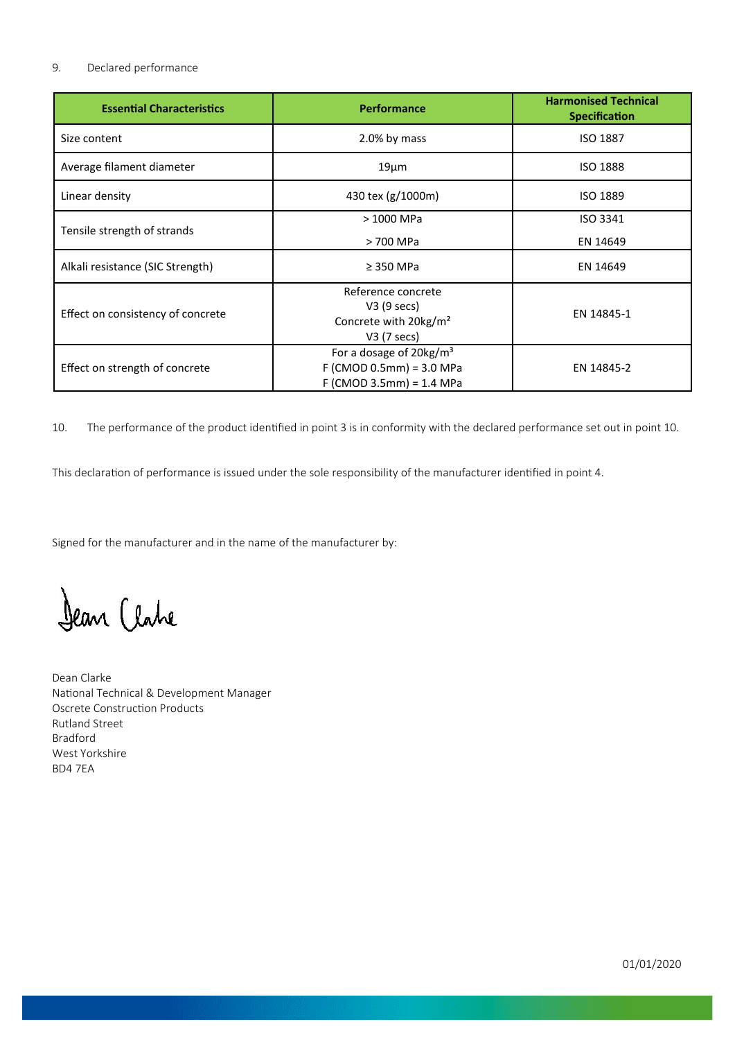9. Declared performance

| Essential Characteristics | Performance | Harmonised Technical Specification |
|---|---|---|
| Size content | 2.0% by mass | ISO 1887 |
| Average filament diameter | 19µm | ISO 1888 |
| Linear density | 430 tex (g/1000m) | ISO 1889 |
| Tensile strength of strands | > 1000 MPa<br>> 700 MPa | ISO 3341<br>EN 14649 |
| Alkali resistance (SIC Strength) | ≥ 350 MPa | EN 14649 |
| Effect on consistency of concrete | Reference concrete<br>V3 (9 secs)<br>Concrete with $20kg/m^2$<br>V3 (7 secs) | EN 14845-1 |
| Effect on strength of concrete | For a dosage of $20kg/m^3$<br>F (CMOD 0.5mm) = 3.0 MPa<br>F (CMOD 3.5mm) = 1.4 MPa | EN 14845-2 |

10. The performance of the product identified in point 3 is in conformity with the declared performance set out in point 10.

This declaration of performance is issued under the sole responsibility of the manufacturer identified in point 4.

Signed for the manufacturer and in the name of the manufacturer by:

Dean Clarke
National Technical & Development Manager
Oscrete Construction Products
Rutland Street
Bradford
West Yorkshire
BD4 7EA

01/01/2020